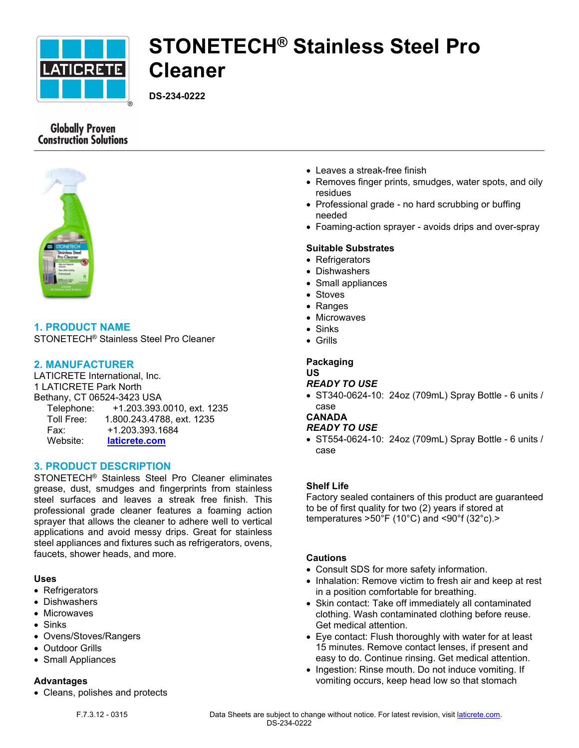# STONETECH® Stainless Steel Pro Cleaner

**DS-234-0222**

Globally Proven Construction Solutions

## 1. PRODUCT NAME

STONETECH® Stainless Steel Pro Cleaner

## 2. MANUFACTURER

LATICRETE International, Inc.
1 LATICRETE Park North
Bethany, CT 06524-3423 USA

Telephone: +1.203.393.0010, ext. 1235
Toll Free: 1.800.243.4788, ext. 1235
Fax: +1.203.393.1684
Website: laticrete.com

## 3. PRODUCT DESCRIPTION

STONETECH® Stainless Steel Pro Cleaner eliminates grease, dust, smudges and fingerprints from stainless steel surfaces and leaves a streak free finish. This professional grade cleaner features a foaming action sprayer that allows the cleaner to adhere well to vertical applications and avoid messy drips. Great for stainless steel appliances and fixtures such as refrigerators, ovens, faucets, shower heads, and more.

### Uses

- Refrigerators
- Dishwashers
- Microwaves
- Sinks
- Ovens/Stoves/Rangers
- Outdoor Grills
- Small Appliances

### Advantages

- Cleans, polishes and protects
- Leaves a streak-free finish
- Removes finger prints, smudges, water spots, and oily residues
- Professional grade - no hard scrubbing or buffing needed
- Foaming-action sprayer - avoids drips and over-spray

### Suitable Substrates

- Refrigerators
- Dishwashers
- Small appliances
- Stoves
- Ranges
- Microwaves
- Sinks
- Grills

### Packaging

**US**

***READY TO USE***

- ST340-0624-10: 24oz (709mL) Spray Bottle - 6 units / case

**CANADA**

***READY TO USE***

- ST554-0624-10: 24oz (709mL) Spray Bottle - 6 units / case

### Shelf Life

Factory sealed containers of this product are guaranteed to be of first quality for two (2) years if stored at temperatures >50°F (10°C) and <90°f (32°c).>

### Cautions

- Consult SDS for more safety information.
- Inhalation: Remove victim to fresh air and keep at rest in a position comfortable for breathing.
- Skin contact: Take off immediately all contaminated clothing. Wash contaminated clothing before reuse. Get medical attention.
- Eye contact: Flush thoroughly with water for at least 15 minutes. Remove contact lenses, if present and easy to do. Continue rinsing. Get medical attention.
- Ingestion: Rinse mouth. Do not induce vomiting. If vomiting occurs, keep head low so that stomach

F.7.3.12 - 0315

Data Sheets are subject to change without notice. For latest revision, visit laticrete.com.
DS-234-0222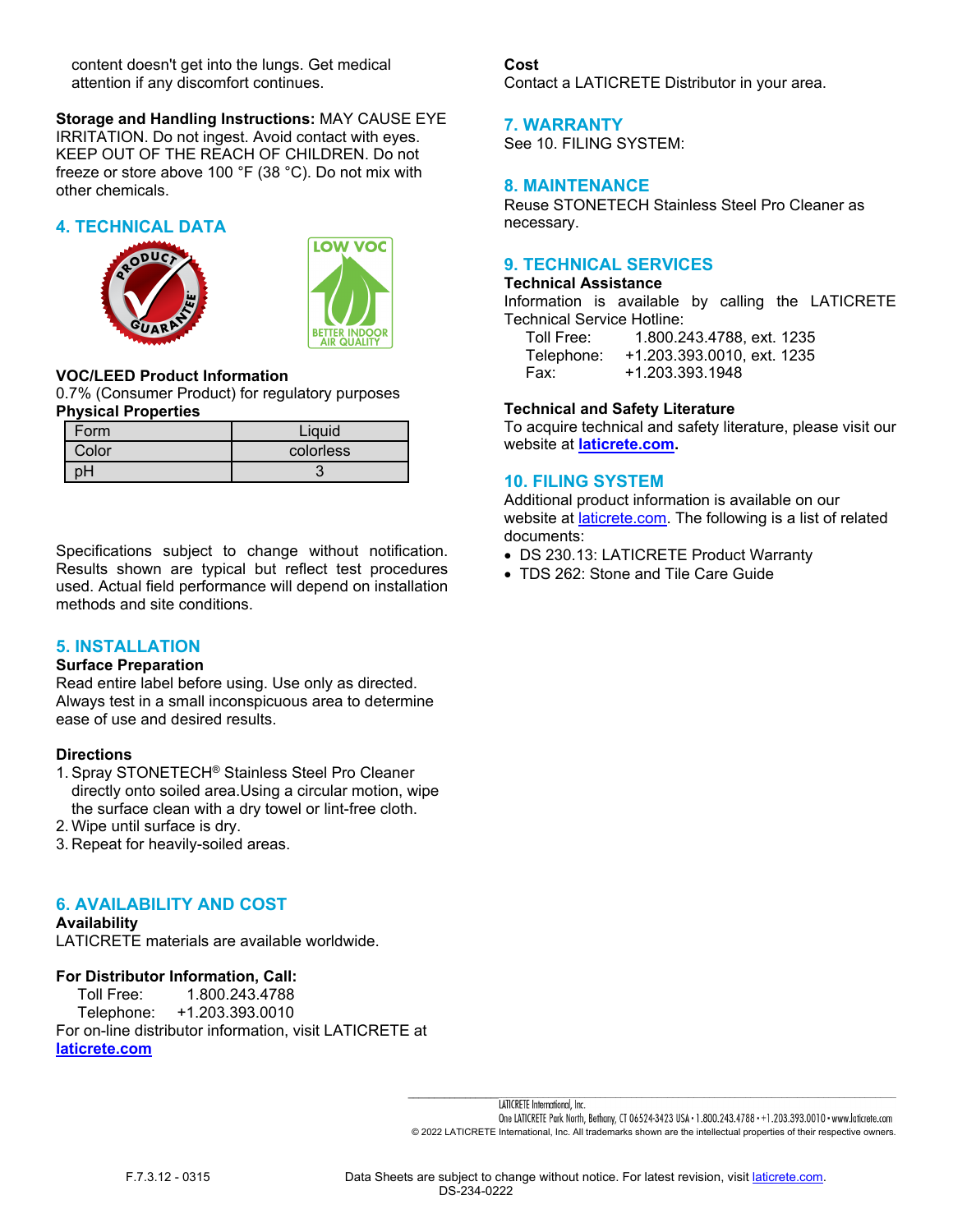content doesn't get into the lungs. Get medical attention if any discomfort continues.

**Storage and Handling Instructions:** MAY CAUSE EYE IRRITATION. Do not ingest. Avoid contact with eyes. KEEP OUT OF THE REACH OF CHILDREN. Do not freeze or store above 100 °F (38 °C). Do not mix with other chemicals.

## 4. TECHNICAL DATA

**VOC/LEED Product Information**
0.7% (Consumer Product) for regulatory purposes

**Physical Properties**

| | |
|---|---|
| Form | Liquid |
| Color | colorless |
| pH | 3 |

Specifications subject to change without notification. Results shown are typical but reflect test procedures used. Actual field performance will depend on installation methods and site conditions.

## 5. INSTALLATION

**Surface Preparation**
Read entire label before using. Use only as directed. Always test in a small inconspicuous area to determine ease of use and desired results.

**Directions**

1. Spray STONETECH® Stainless Steel Pro Cleaner directly onto soiled area.Using a circular motion, wipe the surface clean with a dry towel or lint-free cloth.
2. Wipe until surface is dry.
3. Repeat for heavily-soiled areas.

## 6. AVAILABILITY AND COST

**Availability**
LATICRETE materials are available worldwide.

**For Distributor Information, Call:**
Toll Free: 1.800.243.4788
Telephone: +1.203.393.0010
For on-line distributor information, visit LATICRETE at **laticrete.com**

**Cost**
Contact a LATICRETE Distributor in your area.

## 7. WARRANTY

See 10. FILING SYSTEM:

## 8. MAINTENANCE

Reuse STONETECH Stainless Steel Pro Cleaner as necessary.

## 9. TECHNICAL SERVICES

**Technical Assistance**
Information is available by calling the LATICRETE Technical Service Hotline:
Toll Free: 1.800.243.4788, ext. 1235
Telephone: +1.203.393.0010, ext. 1235
Fax: +1.203.393.1948

**Technical and Safety Literature**
To acquire technical and safety literature, please visit our website at **laticrete.com**.

## 10. FILING SYSTEM

Additional product information is available on our website at laticrete.com. The following is a list of related documents:

- DS 230.13: LATICRETE Product Warranty
- TDS 262: Stone and Tile Care Guide

LATICRETE International, Inc.
One LATICRETE Park North, Bethany, CT 06524-3423 USA • 1.800.243.4788 • +1.203.393.0010 • www.laticrete.com
© 2022 LATICRETE International, Inc. All trademarks shown are the intellectual properties of their respective owners.

F.7.3.12 - 0315

Data Sheets are subject to change without notice. For latest revision, visit laticrete.com.
DS-234-0222